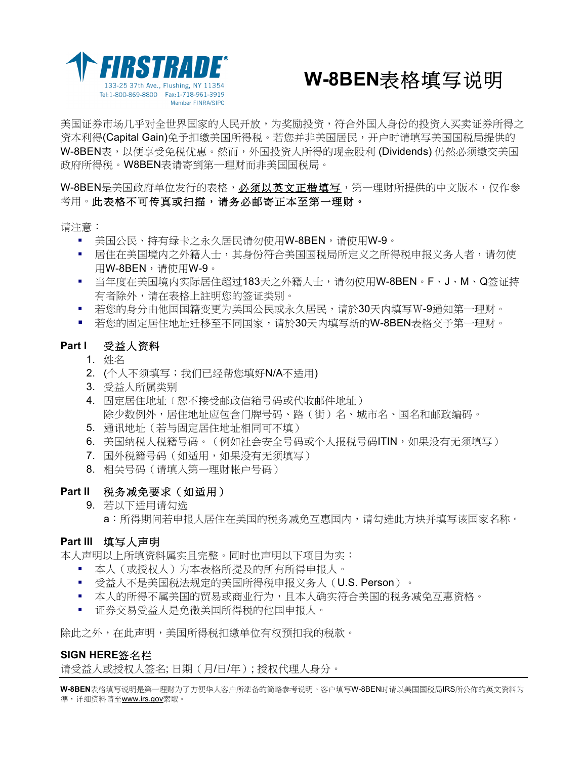FIRSTRADE®
133-25 37th Ave., Flushing, NY 11354
Tel:1-800-869-8800 Fax:1-718-961-3919
Member FINRA/SIPC

# W-8BEN表格填写说明

美国证券市场几乎对全世界国家的人民开放，为奖励投资，符合外国人身份的投资人买卖证券所得之资本利得(Capital Gain)免予扣缴美国所得税。若您并非美国居民，开户时请填写美国国税局提供的W-8BEN表，以便享受免税优惠。然而，外国投资人所得的现金股利 (Dividends) 仍然必须缴交美国政府所得税。W8BEN表请寄到第一理财而非美国国税局。

W-8BEN是美国政府单位发行的表格，<u>必须以英文正楷填写</u>，第一理财所提供的中文版本，仅作参考用。**此表格不可传真或扫描，请务必邮寄正本至第一理财。**

请注意：

- 美国公民、持有绿卡之永久居民请勿使用W-8BEN，请使用W-9。
- 居住在美国境内之外籍人士，其身份符合美国国税局所定义之所得税申报义务人者，请勿使用W-8BEN，请使用W-9。
- 当年度在美国境内实际居住超过183天之外籍人士，请勿使用W-8BEN。F、J、M、Q签证持有者除外，请在表格上註明您的签证类别。
- 若您的身分由他国国籍变更为美国公民或永久居民，请於30天内填写W-9通知第一理财。
- 若您的固定居住地址迁移至不同国家，请於30天内填写新的W-8BEN表格交予第一理财。

## Part I 受益人资料

1. 姓名
2. (个人不须填写；我们已经帮您填好N/A不适用)
3. 受益人所属类别
4. 固定居住地址﹝恕不接受邮政信箱号码或代收邮件地址）
   除少数例外，居住地址应包含门牌号码、路（街）名、城市名、国名和邮政编码。
5. 通讯地址（若与固定居住地址相同可不填）
6. 美国纳税人税籍号码。（例如社会安全号码或个人报税号码ITIN，如果没有无须填写）
7. 国外税籍号码（如适用，如果没有无须填写）
8. 相关号码（请填入第一理财帐户号码）

## Part II 税务减免要求（如适用）

9. 若以下适用请勾选
   a：所得期间若申报人居住在美国的税务减免互惠国内，请勾选此方块并填写该国家名称。

## Part III 填写人声明

本人声明以上所填资料属实且完整。同时也声明以下项目为实：

- 本人（或授权人）为本表格所提及的所有所得申报人。
- 受益人不是美国税法规定的美国所得税申报义务人（U.S. Person）。
- 本人的所得不属美国的贸易或商业行为，且本人确实符合美国的税务减免互惠资格。
- 证券交易受益人是免徵美国所得税的他国申报人。

除此之外，在此声明，美国所得税扣缴单位有权预扣我的税款。

## SIGN HERE签名栏

请受益人或授权人签名; 日期（月/日/年）; 授权代理人身分。

**W-8BEN**表格填写说明是第一理财为了方便华人客户所準备的簡略参考说明。客户填写W-8BEN时请以美国国税局IRS所公佈的英文资料为準，详细资料请至<u>www.irs.gov</u>索取。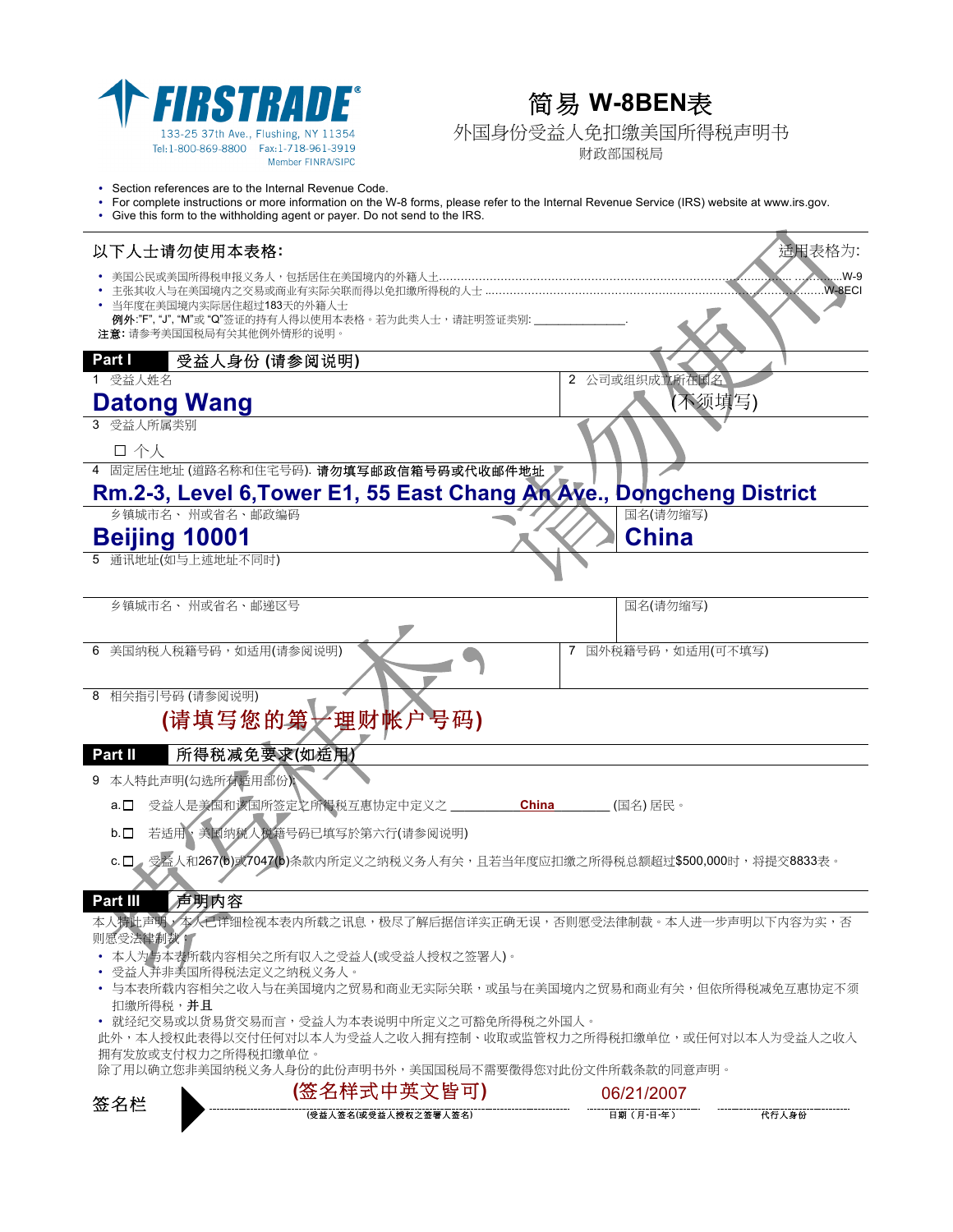**FIRSTRADE®**
133-25 37th Ave., Flushing, NY 11354
Tel:1-800-869-8800 Fax:1-718-961-3919
Member FINRA/SIPC

# 简易 W-8BEN表

外国身份受益人免扣缴美国所得税声明书

财政部国税局

- Section references are to the Internal Revenue Code.
- For complete instructions or more information on the W-8 forms, please refer to the Internal Revenue Service (IRS) website at www.irs.gov.
- Give this form to the withholding agent or payer. Do not send to the IRS.

**以下人士请勿使用本表格:** 适用表格为:

- 美国公民或美国所得税申报义务人，包括居住在美国境内的外籍人士............W-9
- 主张其收入与在美国境内之交易或商业有实际关联而得以免扣缴所得税的人士 ............W-8ECI
- 当年度在美国境内实际居住超过183天的外籍人士
  **例外:**"F", "J", "M"或 "Q"签证的持有人得以使用本表格。若为此类人士，请注明签证类别: ______________.

**注意:** 请参考美国国税局有关其他例外情形的说明。

## Part I 受益人身份 (请参阅说明)

1 受益人姓名

**Datong Wang**

2 公司或组织成立所在国名

(不须填写)

3 受益人所属类别

☐ 个人

4 固定居住地址 (道路名称和住宅号码). **请勿填写邮政信箱号码或代收邮件地址**

**Rm.2-3, Level 6,Tower E1, 55 East Chang An Ave., Dongcheng District**

乡镇城市名、州或省名、邮政编码

**Beijing 10001**

国名(请勿缩写)

**China**

5 通讯地址(如与上述地址不同时)

乡镇城市名、州或省名、邮递区号

国名(请勿缩写)

6 美国纳税人税籍号码，如适用(请参阅说明)

7 国外税籍号码，如适用(可不填写)

8 相关指引号码 (请参阅说明)

**(请填写您的第一理财帐户号码)**

## Part II 所得税减免要求(如适用)

9 本人特此声明(勾选所有适用部份):

a. ☐ 受益人是美国和该国所签定之所得税互惠协定中定义之 __________ **China** __________ (国名) 居民。

b. ☐ 若适用，美国纳税人税籍号码已填写於第六行(请参阅说明)

c. ☐ 受益人和267(b)或7047(b)条款内所定义之纳税义务人有关，且若当年度应扣缴之所得税总额超过$500,000时，将提交8833表。

## Part III 声明内容

本人特此声明，本人已详细检视本表内所载之讯息，极尽了解后据信详实正确无误，否则愿受法律制裁。本人进一步声明以下内容为实，否则愿受法律制裁：

- 本人为与本表所载内容相关之所有收入之受益人(或受益人授权之签署人)。
- 受益人并非美国所得税法定义之纳税义务人。
- 与本表所载内容相关之收入与在美国境内之贸易和商业无实际关联，或虽与在美国境内之贸易和商业有关，但依所得税减免互惠协定不须扣缴所得税，**并且**
- 就经纪交易或以货易货交易而言，受益人为本表说明中所定义之可豁免所得税之外国人。

此外，本人授权此表得以交付任何对以本人为受益人之收入拥有控制、收取或监管权力之所得税扣缴单位，或任何对以本人为受益人之收入拥有发放或支付权力之所得税扣缴单位。

除了用以确立您非美国纳税义务人身份的此份声明书外，美国国税局不需要徵得您对此份文件所载条款的同意声明。

**签名栏** ▶ **(签名样式中英文皆可)** 06/21/2007

(受益人签名(或受益人授权之签署人签名)) 日期（月-日-年） 代行人身份

填写样本，请勿使用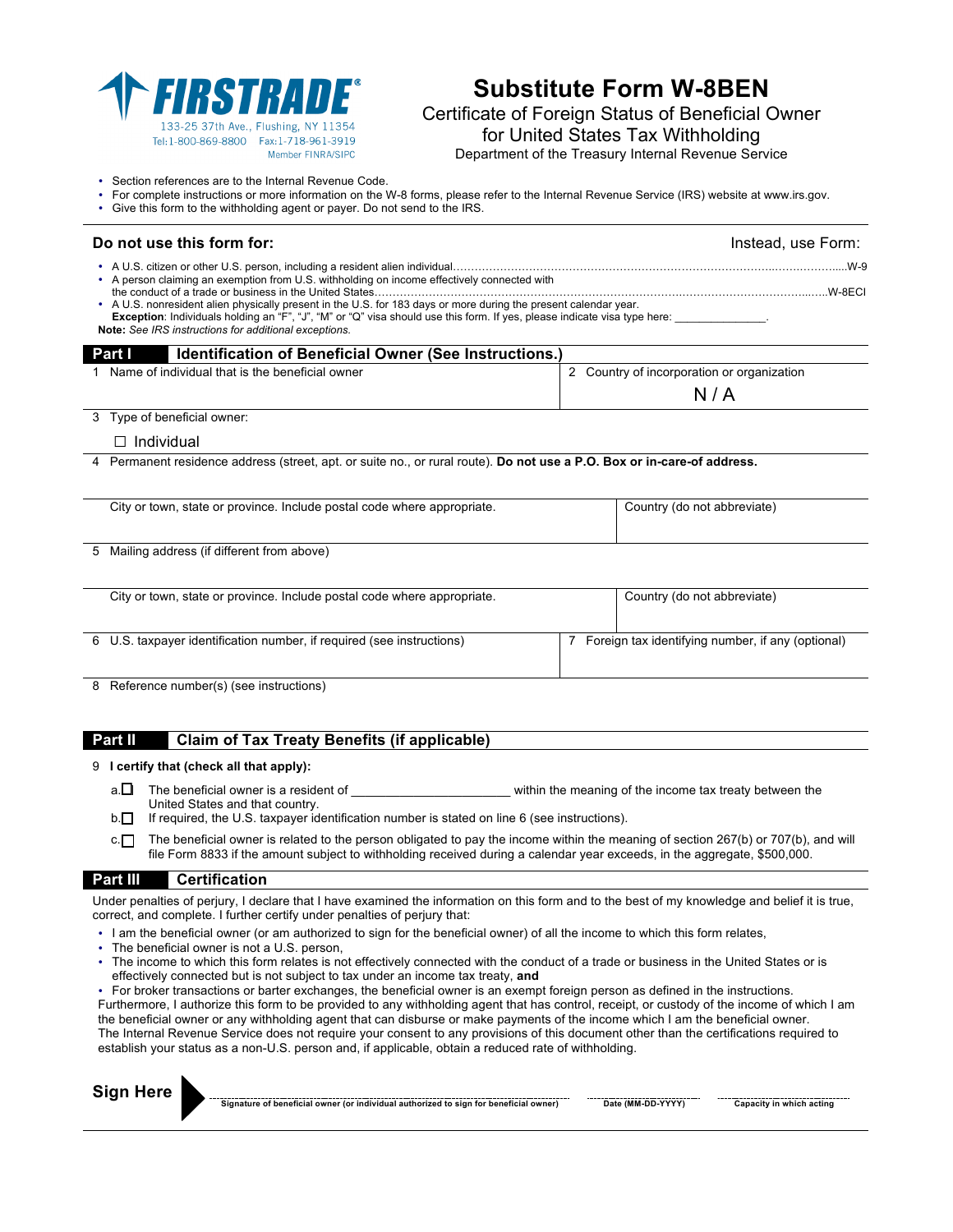**FIRSTRADE®**
133-25 37th Ave., Flushing, NY 11354
Tel: 1-800-869-8800 Fax: 1-718-961-3919
Member FINRA/SIPC

# Substitute Form W-8BEN

## Certificate of Foreign Status of Beneficial Owner for United States Tax Withholding

Department of the Treasury Internal Revenue Service

- Section references are to the Internal Revenue Code.
- For complete instructions or more information on the W-8 forms, please refer to the Internal Revenue Service (IRS) website at www.irs.gov.
- Give this form to the withholding agent or payer. Do not send to the IRS.

**Do not use this form for:** Instead, use Form:

- A U.S. citizen or other U.S. person, including a resident alien individual.......W-9
- A person claiming an exemption from U.S. withholding on income effectively connected with the conduct of a trade or business in the United States.......W-8ECI
- A U.S. nonresident alien physically present in the U.S. for 183 days or more during the present calendar year.
  **Exception**: Individuals holding an "F", "J", "M" or "Q" visa should use this form. If yes, please indicate visa type here: ______________.

**Note:** *See IRS instructions for additional exceptions.*

## Part I Identification of Beneficial Owner (See Instructions.)

| | |
|---|---|
| 1 Name of individual that is the beneficial owner | 2 Country of incorporation or organization<br>N / A |

3 Type of beneficial owner:

☐ Individual

4 Permanent residence address (street, apt. or suite no., or rural route). **Do not use a P.O. Box or in-care-of address.**

| | |
|---|---|
| City or town, state or province. Include postal code where appropriate. | Country (do not abbreviate) |

5 Mailing address (if different from above)

| | |
|---|---|
| City or town, state or province. Include postal code where appropriate. | Country (do not abbreviate) |
| 6 U.S. taxpayer identification number, if required (see instructions) | 7 Foreign tax identifying number, if any (optional) |

8 Reference number(s) (see instructions)

## Part II Claim of Tax Treaty Benefits (if applicable)

9 **I certify that (check all that apply):**

a. ☐ The beneficial owner is a resident of ______________________ within the meaning of the income tax treaty between the United States and that country.

b. ☐ If required, the U.S. taxpayer identification number is stated on line 6 (see instructions).

c. ☐ The beneficial owner is related to the person obligated to pay the income within the meaning of section 267(b) or 707(b), and will file Form 8833 if the amount subject to withholding received during a calendar year exceeds, in the aggregate, $500,000.

## Part III Certification

Under penalties of perjury, I declare that I have examined the information on this form and to the best of my knowledge and belief it is true, correct, and complete. I further certify under penalties of perjury that:

- I am the beneficial owner (or am authorized to sign for the beneficial owner) of all the income to which this form relates,
- The beneficial owner is not a U.S. person,
- The income to which this form relates is not effectively connected with the conduct of a trade or business in the United States or is effectively connected but is not subject to tax under an income tax treaty, **and**
- For broker transactions or barter exchanges, the beneficial owner is an exempt foreign person as defined in the instructions.

Furthermore, I authorize this form to be provided to any withholding agent that has control, receipt, or custody of the income of which I am the beneficial owner or any withholding agent that can disburse or make payments of the income which I am the beneficial owner.

The Internal Revenue Service does not require your consent to any provisions of this document other than the certifications required to establish your status as a non-U.S. person and, if applicable, obtain a reduced rate of withholding.

**Sign Here** ▶

| | | |
|---|---|---|
| Signature of beneficial owner (or individual authorized to sign for beneficial owner) | Date (MM-DD-YYYY) | Capacity in which acting |